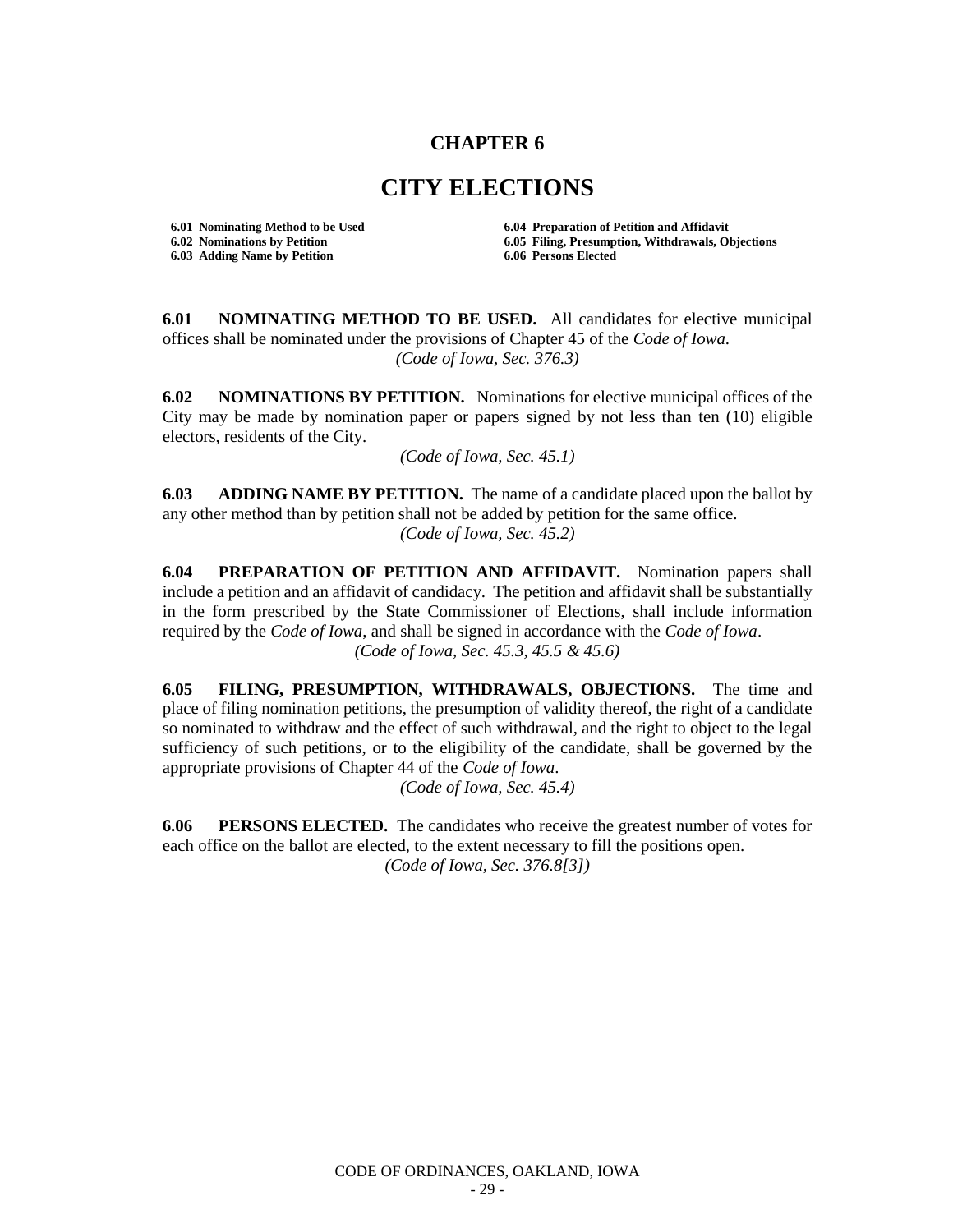# CHAPTER 6

# CITY ELECTIONS

**6.01 Nominating Method to be Used**
**6.02 Nominations by Petition**
**6.03 Adding Name by Petition**
**6.04 Preparation of Petition and Affidavit**
**6.05 Filing, Presumption, Withdrawals, Objections**
**6.06 Persons Elected**

**6.01 NOMINATING METHOD TO BE USED.** All candidates for elective municipal offices shall be nominated under the provisions of Chapter 45 of the *Code of Iowa.*

*(Code of Iowa, Sec. 376.3)*

**6.02 NOMINATIONS BY PETITION.** Nominations for elective municipal offices of the City may be made by nomination paper or papers signed by not less than ten (10) eligible electors, residents of the City.

*(Code of Iowa, Sec. 45.1)*

**6.03 ADDING NAME BY PETITION.** The name of a candidate placed upon the ballot by any other method than by petition shall not be added by petition for the same office.

*(Code of Iowa, Sec. 45.2)*

**6.04 PREPARATION OF PETITION AND AFFIDAVIT.** Nomination papers shall include a petition and an affidavit of candidacy. The petition and affidavit shall be substantially in the form prescribed by the State Commissioner of Elections, shall include information required by the *Code of Iowa*, and shall be signed in accordance with the *Code of Iowa*.

*(Code of Iowa, Sec. 45.3, 45.5 & 45.6)*

**6.05 FILING, PRESUMPTION, WITHDRAWALS, OBJECTIONS.** The time and place of filing nomination petitions, the presumption of validity thereof, the right of a candidate so nominated to withdraw and the effect of such withdrawal, and the right to object to the legal sufficiency of such petitions, or to the eligibility of the candidate, shall be governed by the appropriate provisions of Chapter 44 of the *Code of Iowa*.

*(Code of Iowa, Sec. 45.4)*

**6.06 PERSONS ELECTED.** The candidates who receive the greatest number of votes for each office on the ballot are elected, to the extent necessary to fill the positions open.

*(Code of Iowa, Sec. 376.8[3])*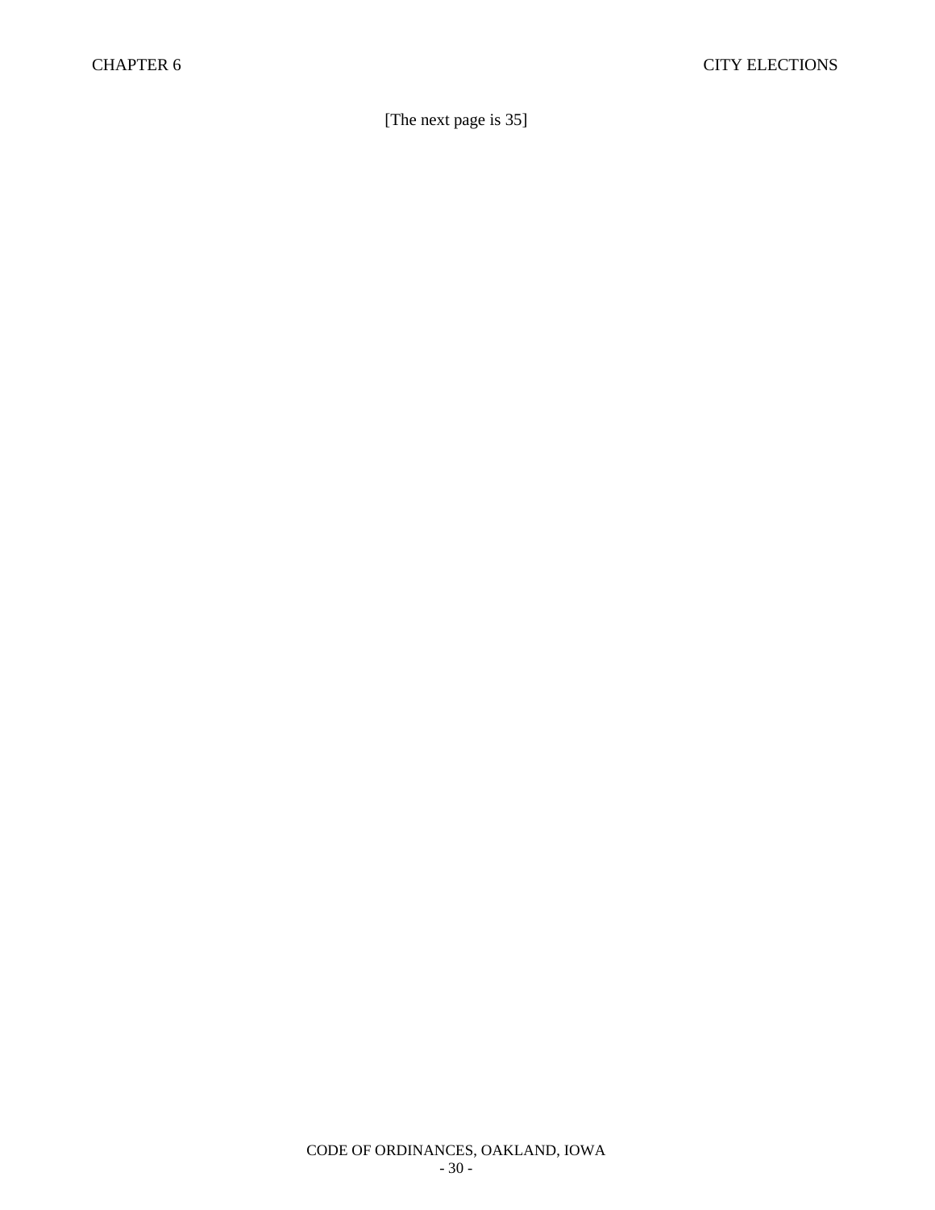[The next page is 35]